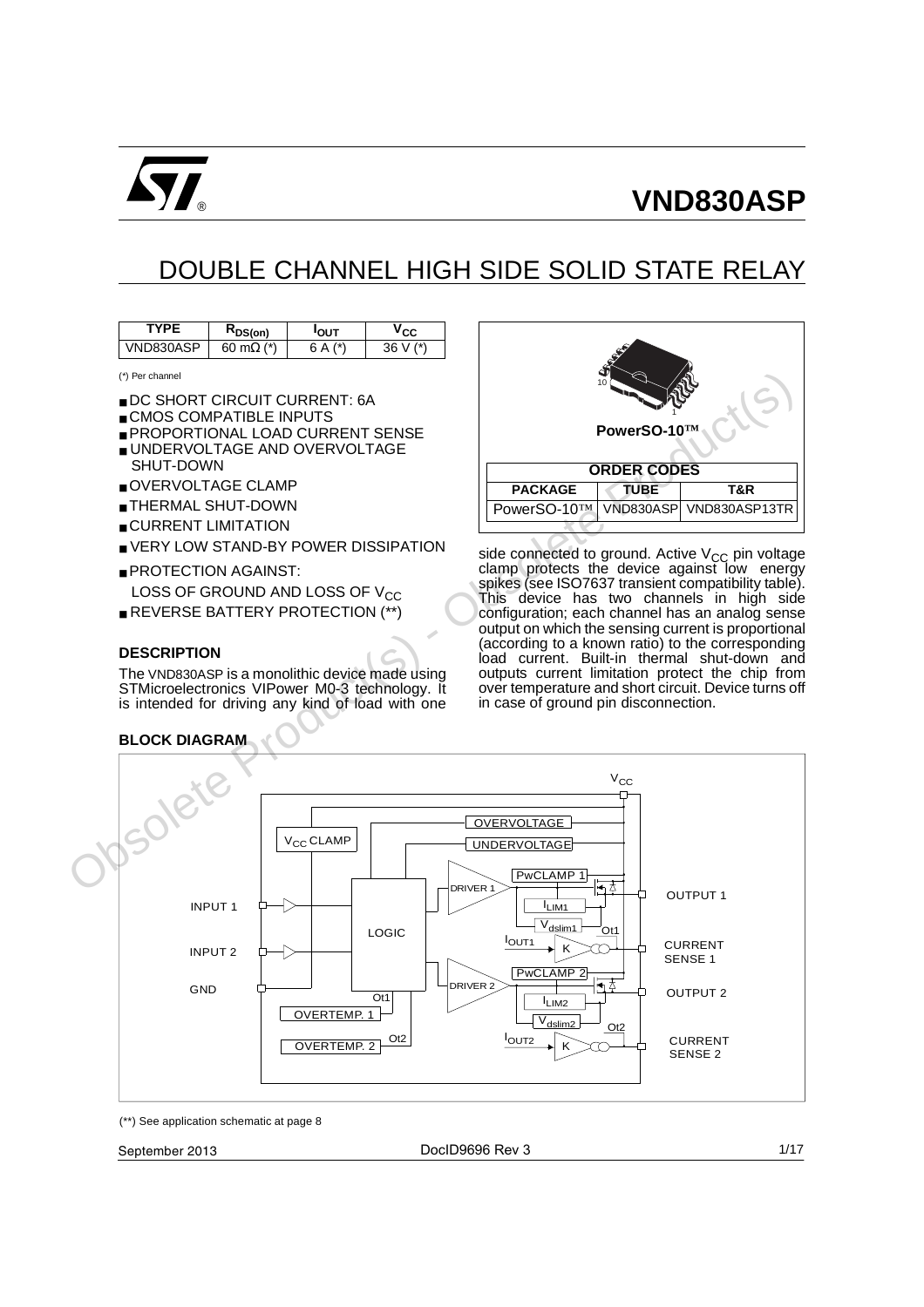# VND830ASP

## DOUBLE CHANNEL HIGH SIDE SOLID STATE RELAY

| TYPE | $R_{DS(on)}$ | $I_{OUT}$ | $V_{CC}$ |
|---|---|---|---|
| VND830ASP | 60 mΩ (*) | 6 A (*) | 36 V (*) |

(*) Per channel

- DC SHORT CIRCUIT CURRENT: 6A
- CMOS COMPATIBLE INPUTS
- PROPORTIONAL LOAD CURRENT SENSE
- UNDERVOLTAGE AND OVERVOLTAGE SHUT-DOWN
- OVERVOLTAGE CLAMP
- THERMAL SHUT-DOWN
- CURRENT LIMITATION
- VERY LOW STAND-BY POWER DISSIPATION
- PROTECTION AGAINST:
  LOSS OF GROUND AND LOSS OF $V_{CC}$
- REVERSE BATTERY PROTECTION (**)

PowerSO-10™

| ORDER CODES | | |
|---|---|---|
| PACKAGE | TUBE | T&R |
| PowerSO-10™ | VND830ASP | VND830ASP13TR |

### DESCRIPTION

The VND830ASP is a monolithic device made using STMicroelectronics VIPower M0-3 technology. It is intended for driving any kind of load with one side connected to ground. Active $V_{CC}$ pin voltage clamp protects the device against low energy spikes (see ISO7637 transient compatibility table). This device has two channels in high side configuration; each channel has an analog sense output on which the sensing current is proportional (according to a known ratio) to the corresponding load current. Built-in thermal shut-down and outputs current limitation protect the chip from over temperature and short circuit. Device turns off in case of ground pin disconnection.

### BLOCK DIAGRAM

(**) See application schematic at page 8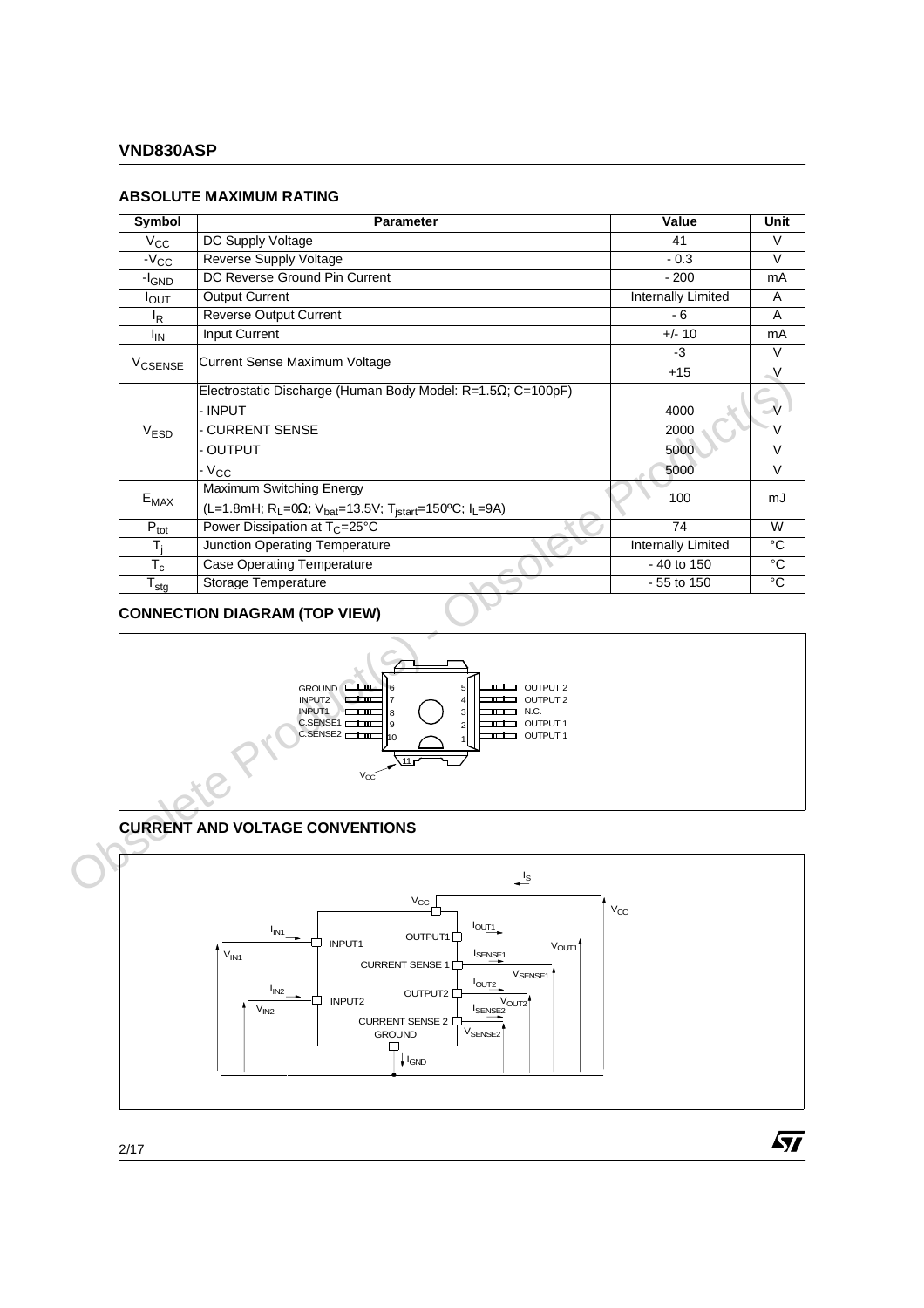## ABSOLUTE MAXIMUM RATING

| Symbol | Parameter | Value | Unit |
|---|---|---|---|
| $V_{CC}$ | DC Supply Voltage | 41 | V |
| $-V_{CC}$ | Reverse Supply Voltage | - 0.3 | V |
| $-I_{GND}$ | DC Reverse Ground Pin Current | - 200 | mA |
| $I_{OUT}$ | Output Current | Internally Limited | A |
| $I_R$ | Reverse Output Current | - 6 | A |
| $I_{IN}$ | Input Current | +/- 10 | mA |
| $V_{CSENSE}$ | Current Sense Maximum Voltage | -3 | V |
| | | +15 | V |
| $V_{ESD}$ | Electrostatic Discharge (Human Body Model: R=1.5Ω; C=100pF) | | |
| | - INPUT | 4000 | V |
| | - CURRENT SENSE | 2000 | V |
| | - OUTPUT | 5000 | V |
| | - $V_{CC}$ | 5000 | V |
| $E_{MAX}$ | Maximum Switching Energy (L=1.8mH; $R_L$=0Ω; $V_{bat}$=13.5V; $T_{jstart}$=150ºC; $I_L$=9A) | 100 | mJ |
| $P_{tot}$ | Power Dissipation at $T_C$=25°C | 74 | W |
| $T_j$ | Junction Operating Temperature | Internally Limited | °C |
| $T_c$ | Case Operating Temperature | - 40 to 150 | °C |
| $T_{stg}$ | Storage Temperature | - 55 to 150 | °C |

## CONNECTION DIAGRAM (TOP VIEW)

GROUND 6 — 5 OUTPUT 2
INPUT2 7 — 4 OUTPUT 2
INPUT1 8 — 3 N.C.
C.SENSE1 9 — 2 OUTPUT 1
C.SENSE2 10 — 1 OUTPUT 1
11 $V_{CC}$

## CURRENT AND VOLTAGE CONVENTIONS

$I_S$, $V_{CC}$, $I_{IN1}$, INPUT1, $V_{IN1}$, $I_{IN2}$, INPUT2, $V_{IN2}$, OUTPUT1, $I_{OUT1}$, $V_{OUT1}$, CURRENT SENSE 1, $I_{SENSE1}$, $V_{SENSE1}$, OUTPUT2, $I_{OUT2}$, $V_{OUT2}$, CURRENT SENSE 2, $I_{SENSE2}$, $V_{SENSE2}$, GROUND, $I_{GND}$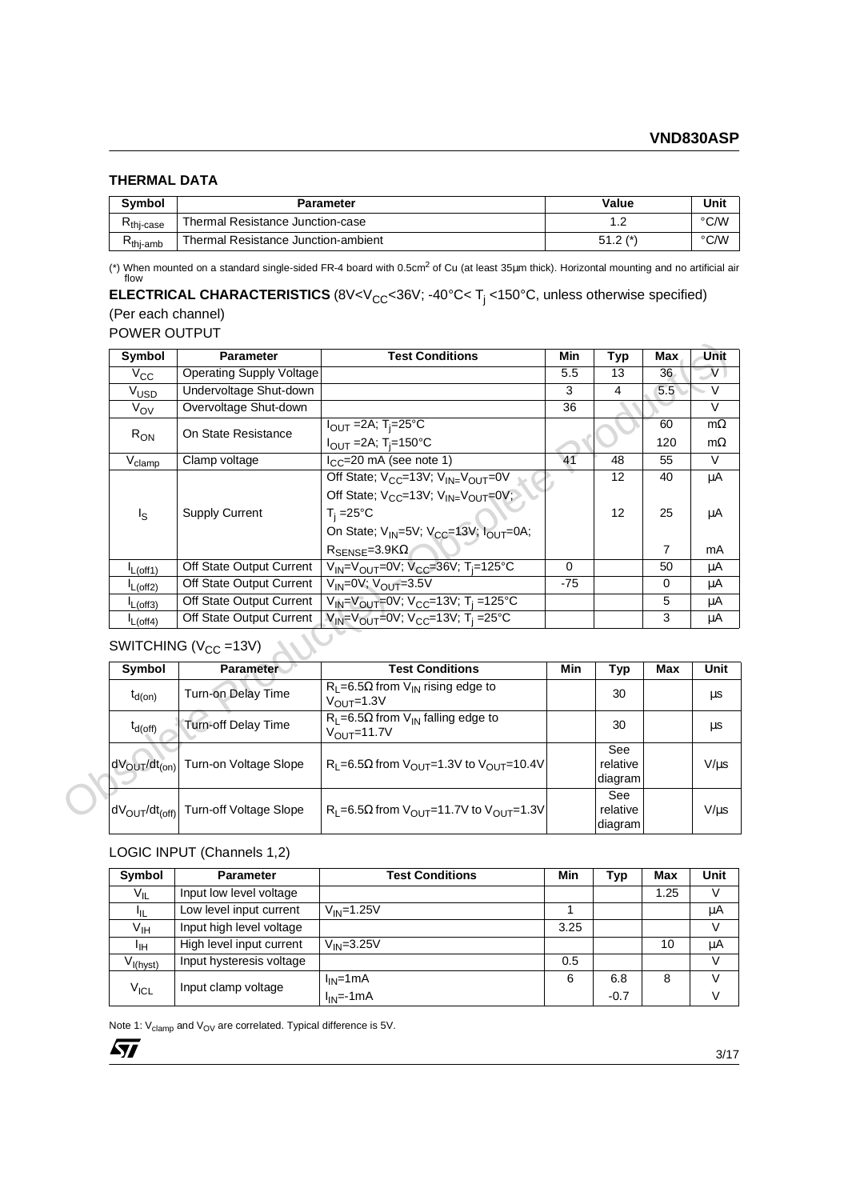### THERMAL DATA

| Symbol | Parameter | Value | Unit |
|---|---|---|---|
| $R_{thj\text{-}case}$ | Thermal Resistance Junction-case | 1.2 | °C/W |
| $R_{thj\text{-}amb}$ | Thermal Resistance Junction-ambient | 51.2 (*) | °C/W |

(*) When mounted on a standard single-sided FR-4 board with 0.5cm$^2$ of Cu (at least 35μm thick). Horizontal mounting and no artificial air flow

**ELECTRICAL CHARACTERISTICS** ($8V<V_{CC}<36V$; $-40°C< T_j <150°C$, unless otherwise specified)

(Per each channel)

POWER OUTPUT

| Symbol | Parameter | Test Conditions | Min | Typ | Max | Unit |
|---|---|---|---|---|---|---|
| $V_{CC}$ | Operating Supply Voltage | | 5.5 | 13 | 36 | V |
| $V_{USD}$ | Undervoltage Shut-down | | 3 | 4 | 5.5 | V |
| $V_{OV}$ | Overvoltage Shut-down | | 36 | | | V |
| $R_{ON}$ | On State Resistance | $I_{OUT}$ =2A; $T_j$=25°C | | | 60 | mΩ |
| | | $I_{OUT}$ =2A; $T_j$=150°C | | | 120 | mΩ |
| $V_{clamp}$ | Clamp voltage | $I_{CC}$=20 mA (see note 1) | 41 | 48 | 55 | V |
| $I_S$ | Supply Current | Off State; $V_{CC}$=13V; $V_{IN}$=$V_{OUT}$=0V | | 12 | 40 | μA |
| | | Off State; $V_{CC}$=13V; $V_{IN}$=$V_{OUT}$=0V; $T_j$ =25°C | | 12 | 25 | μA |
| | | On State; $V_{IN}$=5V; $V_{CC}$=13V; $I_{OUT}$=0A; $R_{SENSE}$=3.9KΩ | | | 7 | mA |
| $I_{L(off1)}$ | Off State Output Current | $V_{IN}$=$V_{OUT}$=0V; $V_{CC}$=36V; $T_j$=125°C | 0 | | 50 | μA |
| $I_{L(off2)}$ | Off State Output Current | $V_{IN}$=0V; $V_{OUT}$=3.5V | -75 | | 0 | μA |
| $I_{L(off3)}$ | Off State Output Current | $V_{IN}$=$V_{OUT}$=0V; $V_{CC}$=13V; $T_j$ =125°C | | | 5 | μA |
| $I_{L(off4)}$ | Off State Output Current | $V_{IN}$=$V_{OUT}$=0V; $V_{CC}$=13V; $T_j$ =25°C | | | 3 | μA |

SWITCHING ($V_{CC}$ =13V)

| Symbol | Parameter | Test Conditions | Min | Typ | Max | Unit |
|---|---|---|---|---|---|---|
| $t_{d(on)}$ | Turn-on Delay Time | $R_L$=6.5Ω from $V_{IN}$ rising edge to $V_{OUT}$=1.3V | | 30 | | μs |
| $t_{d(off)}$ | Turn-off Delay Time | $R_L$=6.5Ω from $V_{IN}$ falling edge to $V_{OUT}$=11.7V | | 30 | | μs |
| $dV_{OUT}/dt_{(on)}$ | Turn-on Voltage Slope | $R_L$=6.5Ω from $V_{OUT}$=1.3V to $V_{OUT}$=10.4V | | See relative diagram | | V/μs |
| $dV_{OUT}/dt_{(off)}$ | Turn-off Voltage Slope | $R_L$=6.5Ω from $V_{OUT}$=11.7V to $V_{OUT}$=1.3V | | See relative diagram | | V/μs |

LOGIC INPUT (Channels 1,2)

| Symbol | Parameter | Test Conditions | Min | Typ | Max | Unit |
|---|---|---|---|---|---|---|
| $V_{IL}$ | Input low level voltage | | | | 1.25 | V |
| $I_{IL}$ | Low level input current | $V_{IN}$=1.25V | 1 | | | μA |
| $V_{IH}$ | Input high level voltage | | 3.25 | | | V |
| $I_{IH}$ | High level input current | $V_{IN}$=3.25V | | | 10 | μA |
| $V_{I(hyst)}$ | Input hysteresis voltage | | 0.5 | | | V |
| $V_{ICL}$ | Input clamp voltage | $I_{IN}$=1mA | 6 | 6.8 | 8 | V |
| | | $I_{IN}$=-1mA | | -0.7 | | V |

Note 1: $V_{clamp}$ and $V_{OV}$ are correlated. Typical difference is 5V.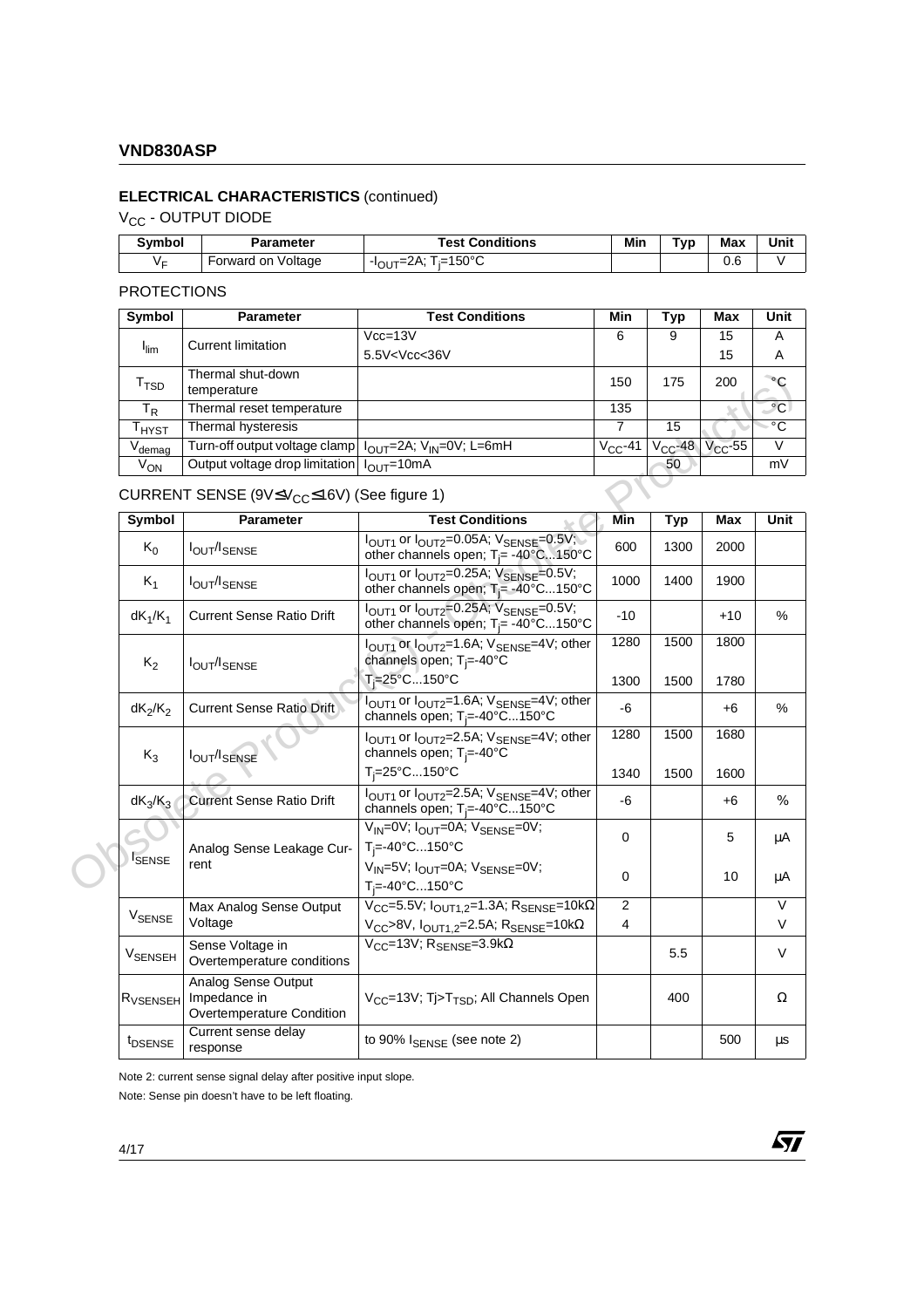## ELECTRICAL CHARACTERISTICS (continued)

### $V_{CC}$ - OUTPUT DIODE

| Symbol | Parameter | Test Conditions | Min | Typ | Max | Unit |
|---|---|---|---|---|---|---|
| $V_F$ | Forward on Voltage | $-I_{OUT}$=2A; $T_j$=150°C | | | 0.6 | V |

### PROTECTIONS

| Symbol | Parameter | Test Conditions | Min | Typ | Max | Unit |
|---|---|---|---|---|---|---|
| $I_{lim}$ | Current limitation | Vcc=13V | 6 | 9 | 15 | A |
| | | 5.5V<Vcc<36V | | | 15 | A |
| $T_{TSD}$ | Thermal shut-down temperature | | 150 | 175 | 200 | °C |
| $T_R$ | Thermal reset temperature | | 135 | | | °C |
| $T_{HYST}$ | Thermal hysteresis | | 7 | 15 | | °C |
| $V_{demag}$ | Turn-off output voltage clamp | $I_{OUT}$=2A; $V_{IN}$=0V; L=6mH | $V_{CC}$-41 | $V_{CC}$-48 | $V_{CC}$-55 | V |
| $V_{ON}$ | Output voltage drop limitation | $I_{OUT}$=10mA | | 50 | | mV |

### CURRENT SENSE ($9V \leq V_{CC} \leq 16V$) (See figure 1)

| Symbol | Parameter | Test Conditions | Min | Typ | Max | Unit |
|---|---|---|---|---|---|---|
| $K_0$ | $I_{OUT}/I_{SENSE}$ | $I_{OUT1}$ or $I_{OUT2}$=0.05A; $V_{SENSE}$=0.5V; other channels open; $T_j$= -40°C...150°C | 600 | 1300 | 2000 | |
| $K_1$ | $I_{OUT}/I_{SENSE}$ | $I_{OUT1}$ or $I_{OUT2}$=0.25A; $V_{SENSE}$=0.5V; other channels open; $T_j$= -40°C...150°C | 1000 | 1400 | 1900 | |
| $dK_1/K_1$ | Current Sense Ratio Drift | $I_{OUT1}$ or $I_{OUT2}$=0.25A; $V_{SENSE}$=0.5V; other channels open; $T_j$= -40°C...150°C | -10 | | +10 | % |
| $K_2$ | $I_{OUT}/I_{SENSE}$ | $I_{OUT1}$ or $I_{OUT2}$=1.6A; $V_{SENSE}$=4V; other channels open; $T_j$=-40°C | 1280 | 1500 | 1800 | |
| | | $T_j$=25°C...150°C | 1300 | 1500 | 1780 | |
| $dK_2/K_2$ | Current Sense Ratio Drift | $I_{OUT1}$ or $I_{OUT2}$=1.6A; $V_{SENSE}$=4V; other channels open; $T_j$=-40°C...150°C | -6 | | +6 | % |
| $K_3$ | $I_{OUT}/I_{SENSE}$ | $I_{OUT1}$ or $I_{OUT2}$=2.5A; $V_{SENSE}$=4V; other channels open; $T_j$=-40°C | 1280 | 1500 | 1680 | |
| | | $T_j$=25°C...150°C | 1340 | 1500 | 1600 | |
| $dK_3/K_3$ | Current Sense Ratio Drift | $I_{OUT1}$ or $I_{OUT2}$=2.5A; $V_{SENSE}$=4V; other channels open; $T_j$=-40°C...150°C | -6 | | +6 | % |
| $I_{SENSE}$ | Analog Sense Leakage Current | $V_{IN}$=0V; $I_{OUT}$=0A; $V_{SENSE}$=0V; $T_j$=-40°C...150°C | 0 | | 5 | µA |
| | | $V_{IN}$=5V; $I_{OUT}$=0A; $V_{SENSE}$=0V; $T_j$=-40°C...150°C | 0 | | 10 | µA |
| $V_{SENSE}$ | Max Analog Sense Output Voltage | $V_{CC}$=5.5V; $I_{OUT1,2}$=1.3A; $R_{SENSE}$=10kΩ | 2 | | | V |
| | | $V_{CC}$>8V, $I_{OUT1,2}$=2.5A; $R_{SENSE}$=10kΩ | 4 | | | V |
| $V_{SENSEH}$ | Sense Voltage in Overtemperature conditions | $V_{CC}$=13V; $R_{SENSE}$=3.9kΩ | | 5.5 | | V |
| $R_{VSENSEH}$ | Analog Sense Output Impedance in Overtemperature Condition | $V_{CC}$=13V; $T_j$>$T_{TSD}$; All Channels Open | | 400 | | Ω |
| $t_{DSENSE}$ | Current sense delay response | to 90% $I_{SENSE}$ (see note 2) | | | 500 | µs |

Note 2: current sense signal delay after positive input slope.

Note: Sense pin doesn't have to be left floating.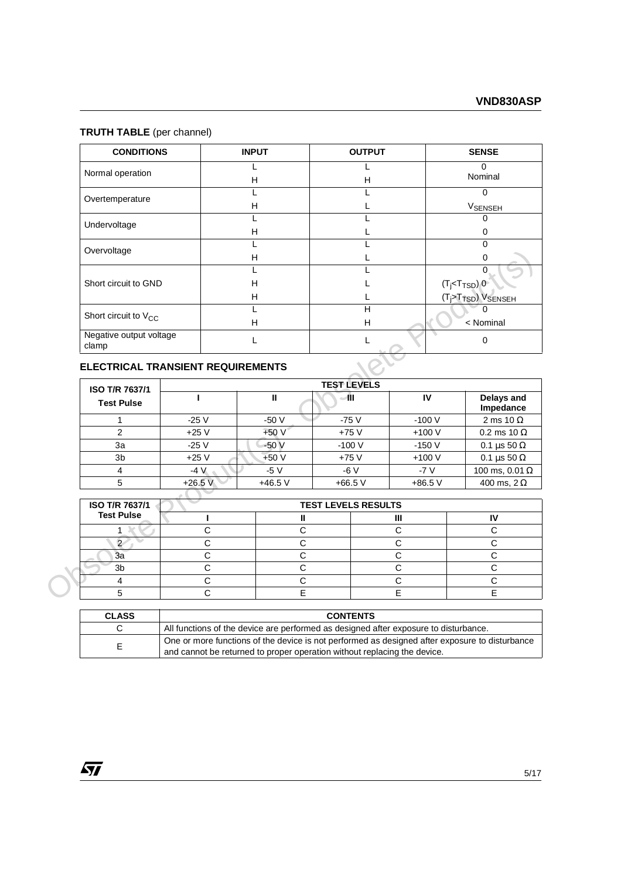## TRUTH TABLE (per channel)

| CONDITIONS | INPUT | OUTPUT | SENSE |
|---|---|---|---|
| Normal operation | L | L | 0 |
| | H | H | Nominal |
| Overtemperature | L | L | 0 |
| | H | L | $V_{SENSEH}$ |
| Undervoltage | L | L | 0 |
| | H | L | 0 |
| Overvoltage | L | L | 0 |
| | H | L | 0 |
| Short circuit to GND | L | L | 0 |
| | H | L | $(T_j<T_{TSD})$ 0 |
| | H | L | $(T_j>T_{TSD})$ $V_{SENSEH}$ |
| Short circuit to $V_{CC}$ | L | H | 0 |
| | H | H | < Nominal |
| Negative output voltage clamp | L | L | 0 |

## ELECTRICAL TRANSIENT REQUIREMENTS

| ISO T/R 7637/1 Test Pulse | TEST LEVELS | | | | |
|---|---|---|---|---|---|
| | I | II | III | IV | Delays and Impedance |
| 1 | -25 V | -50 V | -75 V | -100 V | 2 ms 10 Ω |
| 2 | +25 V | +50 V | +75 V | +100 V | 0.2 ms 10 Ω |
| 3a | -25 V | -50 V | -100 V | -150 V | 0.1 µs 50 Ω |
| 3b | +25 V | +50 V | +75 V | +100 V | 0.1 µs 50 Ω |
| 4 | -4 V | -5 V | -6 V | -7 V | 100 ms, 0.01 Ω |
| 5 | +26.5 V | +46.5 V | +66.5 V | +86.5 V | 400 ms, 2 Ω |

| ISO T/R 7637/1 Test Pulse | TEST LEVELS RESULTS | | | |
|---|---|---|---|---|
| | I | II | III | IV |
| 1 | C | C | C | C |
| 2 | C | C | C | C |
| 3a | C | C | C | C |
| 3b | C | C | C | C |
| 4 | C | C | C | C |
| 5 | C | E | E | E |

| CLASS | CONTENTS |
|---|---|
| C | All functions of the device are performed as designed after exposure to disturbance. |
| E | One or more functions of the device is not performed as designed after exposure to disturbance and cannot be returned to proper operation without replacing the device. |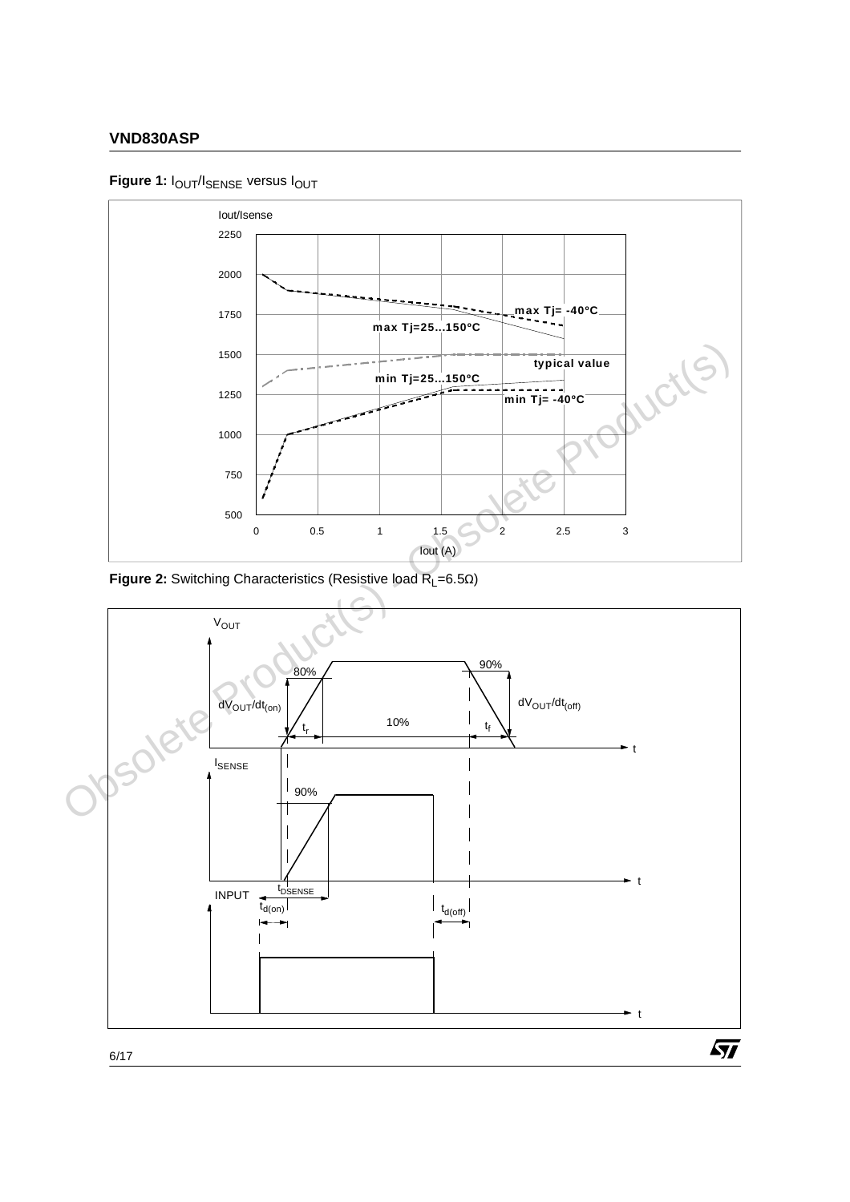**Figure 1:** $I_{OUT}/I_{SENSE}$ versus $I_{OUT}$

**Figure 2:** Switching Characteristics (Resistive load $R_L$=6.5Ω)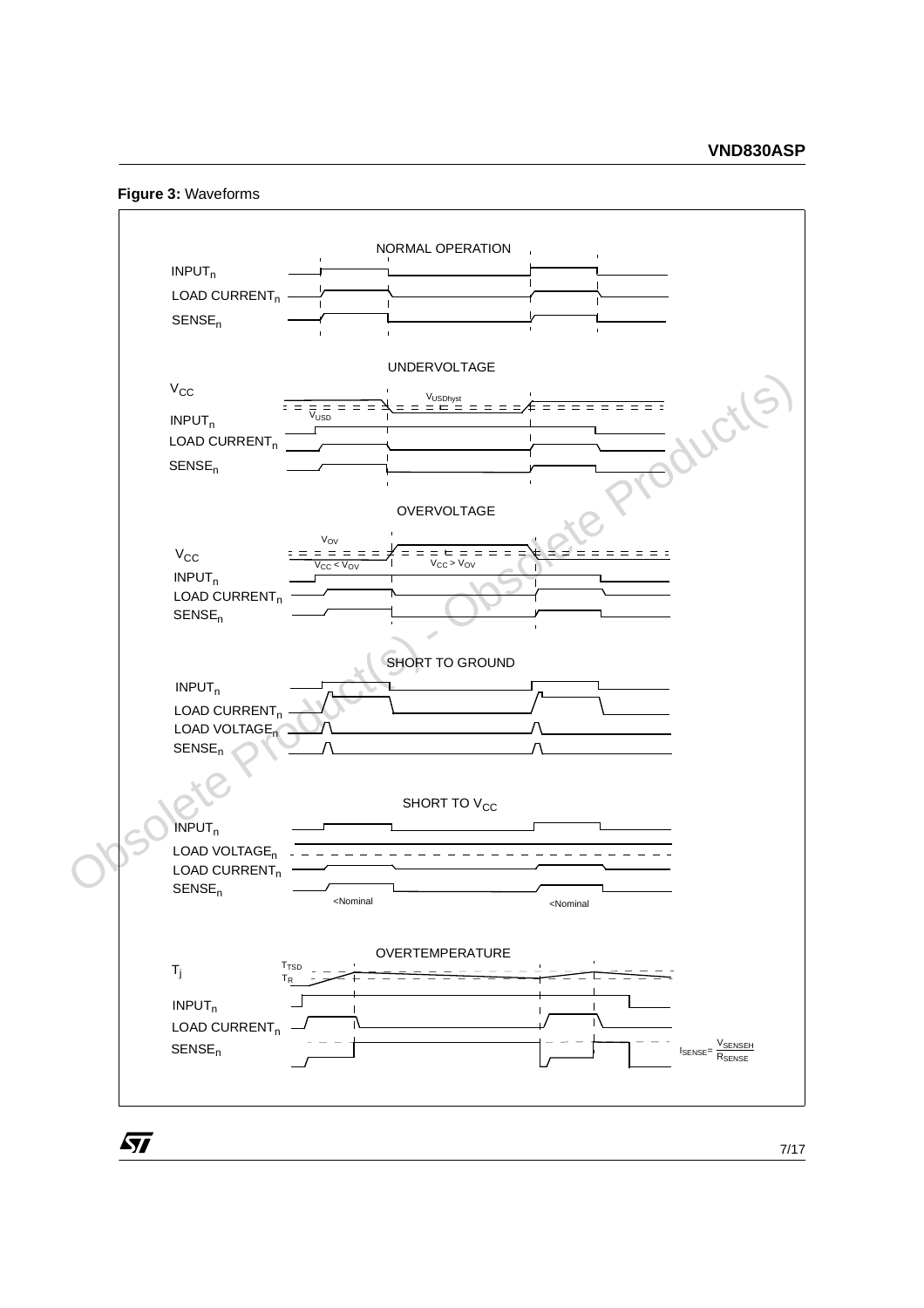**Figure 3:** Waveforms

NORMAL OPERATION

$INPUT_n$

$LOAD\ CURRENT_n$

$SENSE_n$

UNDERVOLTAGE

$V_{CC}$

$V_{USDhyst}$

$V_{USD}$

$INPUT_n$

$LOAD\ CURRENT_n$

$SENSE_n$

OVERVOLTAGE

$V_{OV}$

$V_{CC}$

$V_{CC} < V_{OV}$

$V_{CC} > V_{OV}$

$INPUT_n$

$LOAD\ CURRENT_n$

$SENSE_n$

SHORT TO GROUND

$INPUT_n$

$LOAD\ CURRENT_n$

$LOAD\ VOLTAGE_n$

$SENSE_n$

SHORT TO $V_{CC}$

$INPUT_n$

$LOAD\ VOLTAGE_n$

$LOAD\ CURRENT_n$

$SENSE_n$

<Nominal

<Nominal

OVERTEMPERATURE

$T_j$

$T_{TSD}$

$T_R$

$INPUT_n$

$LOAD\ CURRENT_n$

$SENSE_n$

$I_{SENSE} = \frac{V_{SENSEH}}{R_{SENSE}}$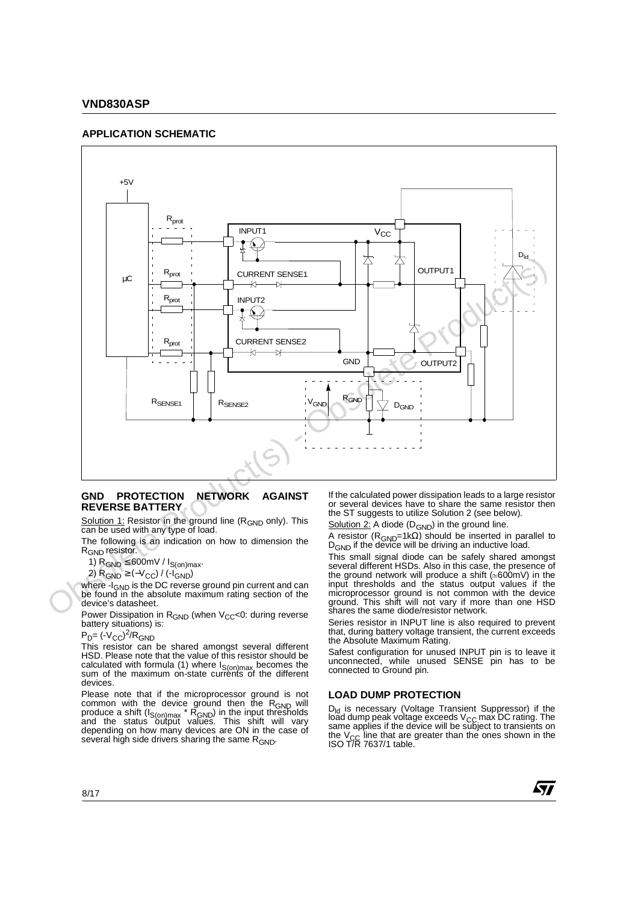## APPLICATION SCHEMATIC

### GND PROTECTION NETWORK AGAINST REVERSE BATTERY

Solution 1: Resistor in the ground line ($R_{GND}$ only). This can be used with any type of load.

The following is an indication on how to dimension the $R_{GND}$ resistor.

1) $R_{GND} \leq 600mV / I_{S(on)max}$.

2) $R_{GND} \geq (-V_{CC}) / (-I_{GND})$

where $-I_{GND}$ is the DC reverse ground pin current and can be found in the absolute maximum rating section of the device's datasheet.

Power Dissipation in $R_{GND}$ (when $V_{CC}$<0: during reverse battery situations) is:

$P_D = (-V_{CC})^2/R_{GND}$

This resistor can be shared amongst several different HSD. Please note that the value of this resistor should be calculated with formula (1) where $I_{S(on)max}$ becomes the sum of the maximum on-state currents of the different devices.

Please note that if the microprocessor ground is not common with the device ground then the $R_{GND}$ will produce a shift ($I_{S(on)max} * R_{GND}$) in the input thresholds and the status output values. This shift will vary depending on how many devices are ON in the case of several high side drivers sharing the same $R_{GND}$.

If the calculated power dissipation leads to a large resistor or several devices have to share the same resistor then the ST suggests to utilize Solution 2 (see below).

Solution 2: A diode ($D_{GND}$) in the ground line.

A resistor ($R_{GND}$=1kΩ) should be inserted in parallel to $D_{GND}$ if the device will be driving an inductive load.

This small signal diode can be safely shared amongst several different HSDs. Also in this case, the presence of the ground network will produce a shift (≈600mV) in the input thresholds and the status output values if the microprocessor ground is not common with the device ground. This shift will not vary if more than one HSD shares the same diode/resistor network.

Series resistor in INPUT line is also required to prevent that, during battery voltage transient, the current exceeds the Absolute Maximum Rating.

Safest configuration for unused INPUT pin is to leave it unconnected, while unused SENSE pin has to be connected to Ground pin.

### LOAD DUMP PROTECTION

$D_{ld}$ is necessary (Voltage Transient Suppressor) if the load dump peak voltage exceeds $V_{CC}$ max DC rating. The same applies if the device will be subject to transients on the $V_{CC}$ line that are greater than the ones shown in the ISO T/R 7637/1 table.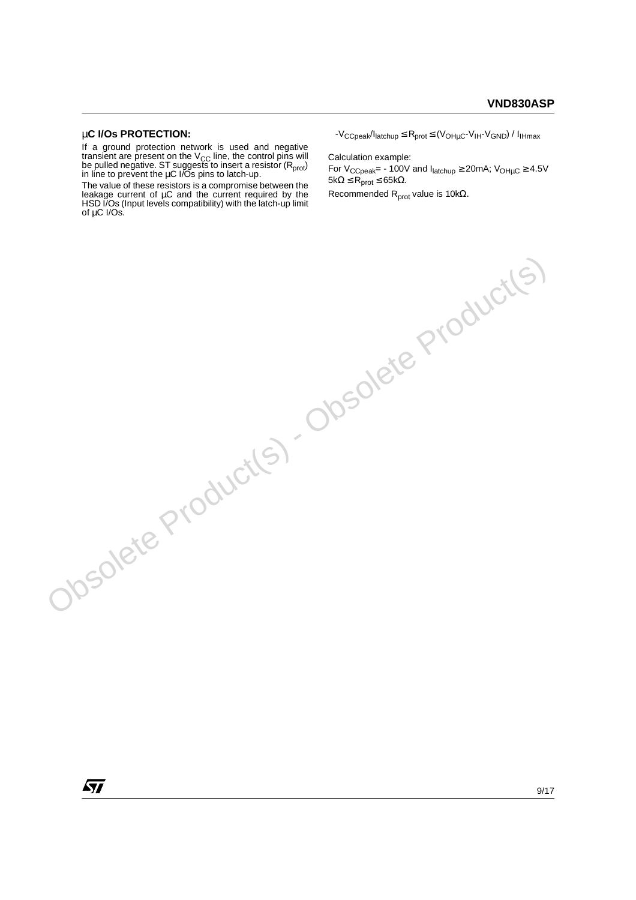### µC I/Os PROTECTION:

If a ground protection network is used and negative transient are present on the $V_{CC}$ line, the control pins will be pulled negative. ST suggests to insert a resistor ($R_{prot}$) in line to prevent the µC I/Os pins to latch-up.

The value of these resistors is a compromise between the leakage current of µC and the current required by the HSD I/Os (Input levels compatibility) with the latch-up limit of µC I/Os.

$$-V_{CCpeak}/I_{latchup} \leq R_{prot} \leq (V_{OH\mu C}-V_{IH}-V_{GND}) / I_{IHmax}$$

Calculation example:

For $V_{CCpeak}$= - 100V and $I_{latchup} \geq 20mA$; $V_{OH\mu C} \geq 4.5V$ $5k\Omega \leq R_{prot} \leq 65k\Omega$.

Recommended $R_{prot}$ value is $10k\Omega$.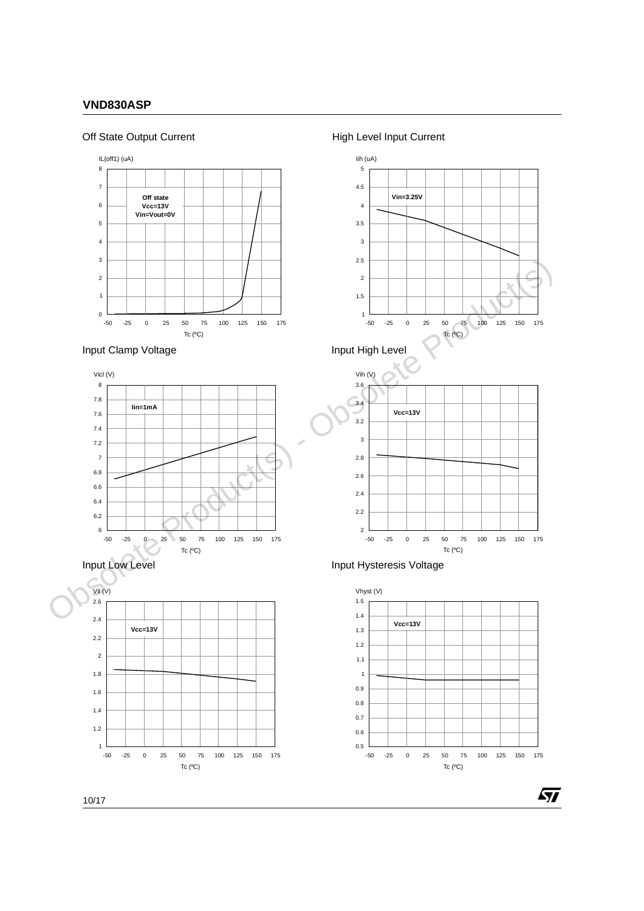Off State Output Current

IL(off1) (uA)

Off state
Vcc=13V
Vin=Vout=0V

Tc (ºC)

High Level Input Current

Iih (uA)

Vin=3.25V

Tc (ºC)

Input Clamp Voltage

Vicl (V)

Iin=1mA

Tc (ºC)

Input High Level

Vih (V)

Vcc=13V

Tc (ºC)

Input Low Level

Vil (V)

Vcc=13V

Tc (ºC)

Input Hysteresis Voltage

Vhyst (V)

Vcc=13V

Tc (ºC)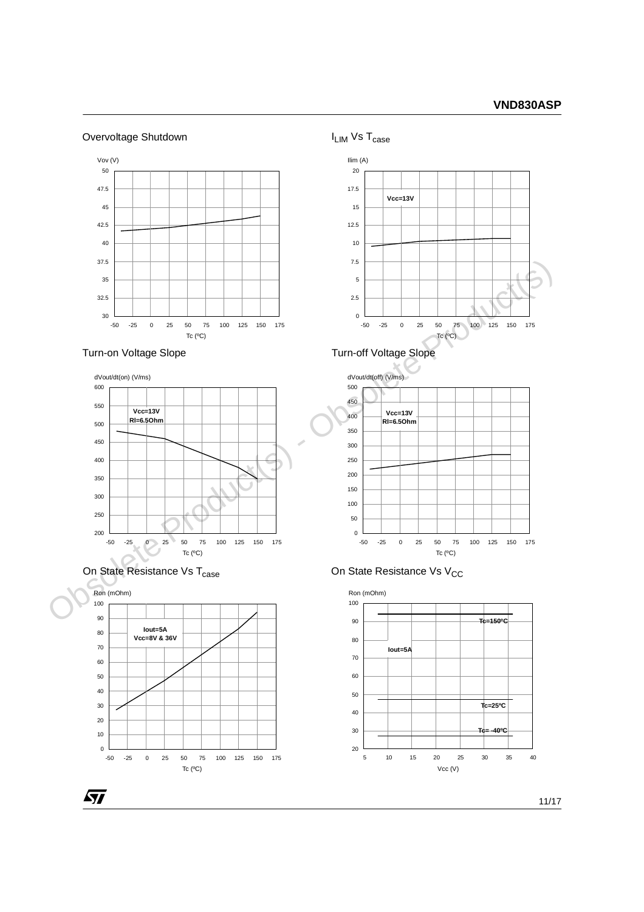Overvoltage Shutdown

Vov (V)

50
47.5
45
42.5
40
37.5
35
32.5
30

-50 -25 0 25 50 75 100 125 150 175

Tc (ºC)

$I_{LIM}$ Vs $T_{case}$

Ilim (A)

20
17.5
15
12.5
10
7.5
5
2.5
0

Vcc=13V

-50 -25 0 25 50 75 100 125 150 175

Tc (ºC)

Turn-on Voltage Slope

dVout/dt(on) (V/ms)

600
550
500
450
400
350
300
250
200

Vcc=13V
Rl=6.5Ohm

-50 -25 0 25 50 75 100 125 150 175

Tc (ºC)

Turn-off Voltage Slope

dVout/dt(off) (V/ms)

500
450
400
350
300
250
200
150
100
50
0

Vcc=13V
Rl=6.5Ohm

-50 -25 0 25 50 75 100 125 150 175

Tc (ºC)

On State Resistance Vs $T_{case}$

Ron (mOhm)

100
90
80
70
60
50
40
30
20
10
0

Iout=5A
Vcc=8V & 36V

-50 -25 0 25 50 75 100 125 150 175

Tc (ºC)

On State Resistance Vs $V_{CC}$

Ron (mOhm)

100
90
80
70
60
50
40
30
20

Tc=150ºC

Iout=5A

Tc=25ºC

Tc= -40ºC

5 10 15 20 25 30 35 40

Vcc (V)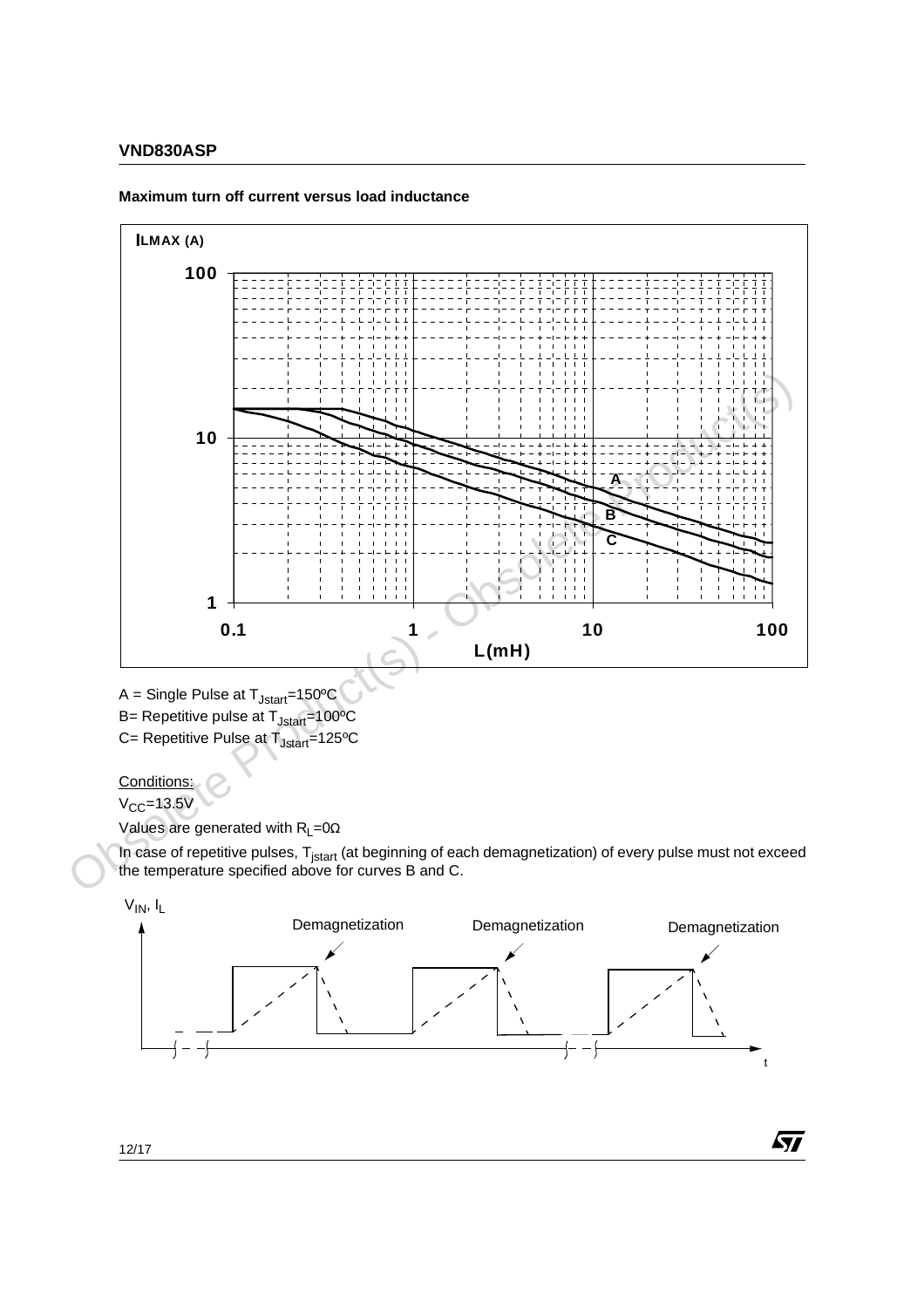**Maximum turn off current versus load inductance**

A = Single Pulse at $T_{Jstart}$=150ºC

B= Repetitive pulse at $T_{Jstart}$=100ºC

C= Repetitive Pulse at $T_{Jstart}$=125ºC

Conditions:

$V_{CC}$=13.5V

Values are generated with $R_L$=0Ω

In case of repetitive pulses, $T_{jstart}$ (at beginning of each demagnetization) of every pulse must not exceed the temperature specified above for curves B and C.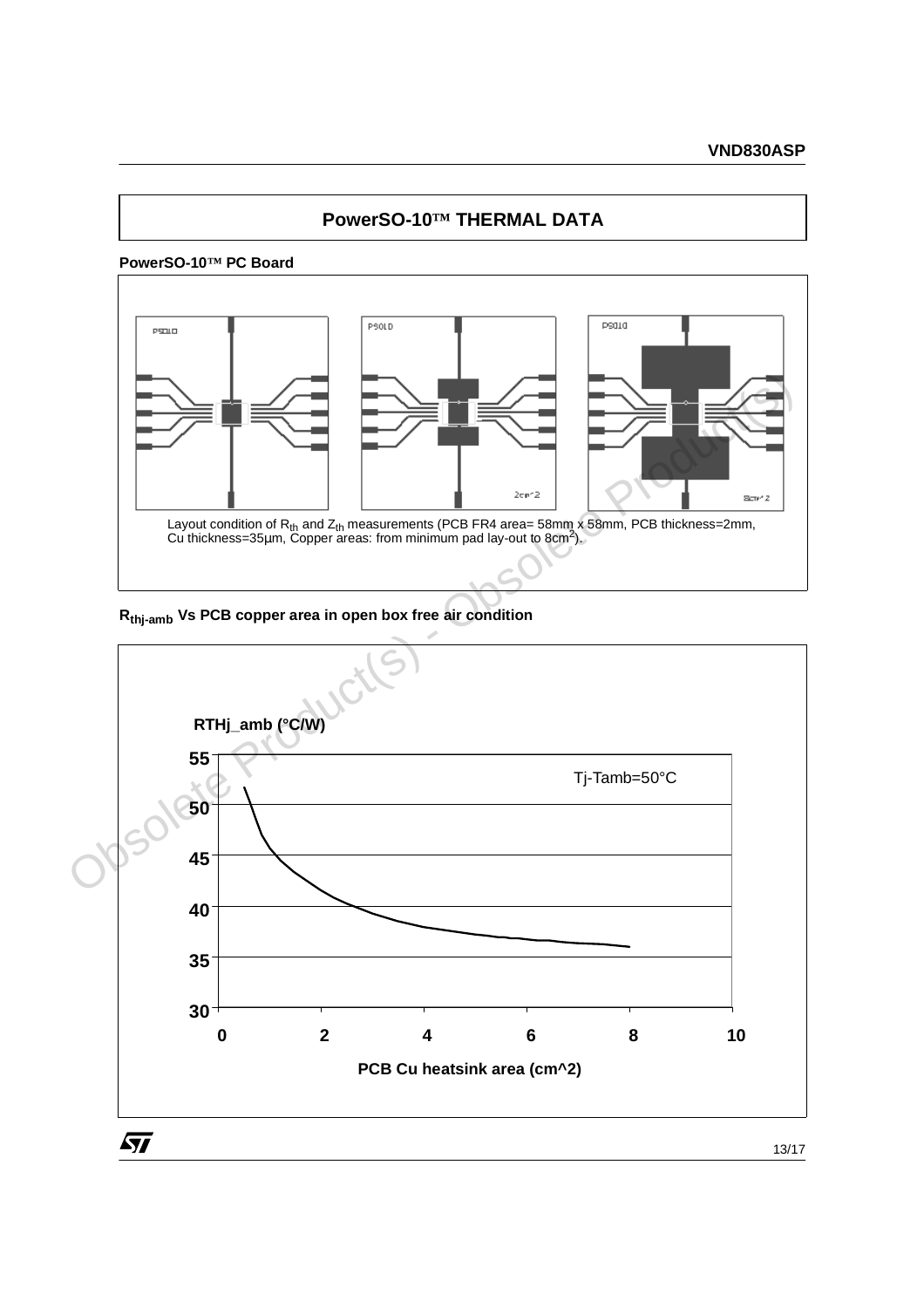## PowerSO-10™ THERMAL DATA

**PowerSO-10™ PC Board**

Layout condition of $R_{th}$ and $Z_{th}$ measurements (PCB FR4 area= 58mm x 58mm, PCB thickness=2mm, Cu thickness=35μm, Copper areas: from minimum pad lay-out to 8cm$^2$).

**$R_{thj-amb}$ Vs PCB copper area in open box free air condition**

RTHj_amb (°C/W)

Tj-Tamb=50°C

PCB Cu heatsink area (cm^2)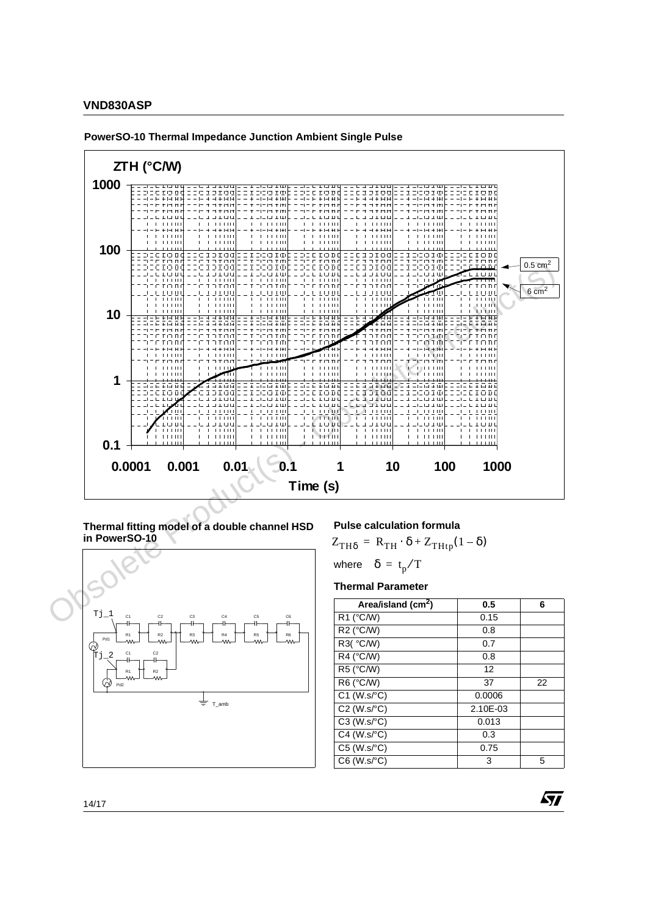## PowerSO-10 Thermal Impedance Junction Ambient Single Pulse

ZTH (°C/W)

Time (s)

0.5 cm²

6 cm²

### Thermal fitting model of a double channel HSD in PowerSO-10

### Pulse calculation formula

$$Z_{TH\delta} = R_{TH} \cdot \delta + Z_{THtp}(1 - \delta)$$

where $\delta = t_p / T$

### Thermal Parameter

| Area/island (cm²) | 0.5 | 6 |
|---|---|---|
| R1 (°C/W) | 0.15 | |
| R2 (°C/W) | 0.8 | |
| R3( °C/W) | 0.7 | |
| R4 (°C/W) | 0.8 | |
| R5 (°C/W) | 12 | |
| R6 (°C/W) | 37 | 22 |
| C1 (W.s/°C) | 0.0006 | |
| C2 (W.s/°C) | 2.10E-03 | |
| C3 (W.s/°C) | 0.013 | |
| C4 (W.s/°C) | 0.3 | |
| C5 (W.s/°C) | 0.75 | |
| C6 (W.s/°C) | 3 | 5 |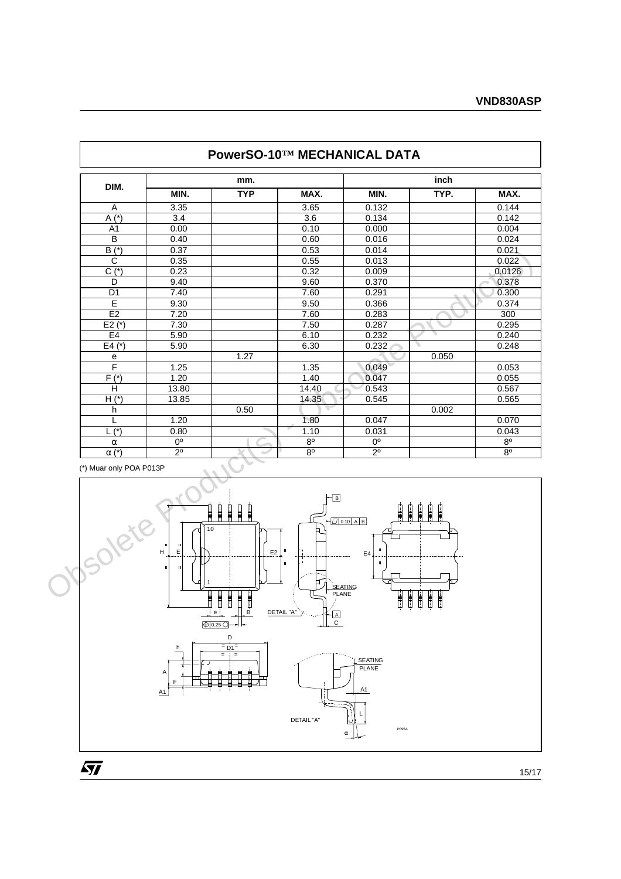## PowerSO-10™ MECHANICAL DATA

| DIM. | mm. | | | inch | | |
|---|---|---|---|---|---|---|
| | MIN. | TYP | MAX. | MIN. | TYP. | MAX. |
| A | 3.35 | | 3.65 | 0.132 | | 0.144 |
| A (*) | 3.4 | | 3.6 | 0.134 | | 0.142 |
| A1 | 0.00 | | 0.10 | 0.000 | | 0.004 |
| B | 0.40 | | 0.60 | 0.016 | | 0.024 |
| B (*) | 0.37 | | 0.53 | 0.014 | | 0.021 |
| C | 0.35 | | 0.55 | 0.013 | | 0.022 |
| C (*) | 0.23 | | 0.32 | 0.009 | | 0.0126 |
| D | 9.40 | | 9.60 | 0.370 | | 0.378 |
| D1 | 7.40 | | 7.60 | 0.291 | | 0.300 |
| E | 9.30 | | 9.50 | 0.366 | | 0.374 |
| E2 | 7.20 | | 7.60 | 0.283 | | 300 |
| E2 (*) | 7.30 | | 7.50 | 0.287 | | 0.295 |
| E4 | 5.90 | | 6.10 | 0.232 | | 0.240 |
| E4 (*) | 5.90 | | 6.30 | 0.232 | | 0.248 |
| e | | 1.27 | | | 0.050 | |
| F | 1.25 | | 1.35 | 0.049 | | 0.053 |
| F (*) | 1.20 | | 1.40 | 0.047 | | 0.055 |
| H | 13.80 | | 14.40 | 0.543 | | 0.567 |
| H (*) | 13.85 | | 14.35 | 0.545 | | 0.565 |
| h | | 0.50 | | | 0.002 | |
| L | 1.20 | | 1.80 | 0.047 | | 0.070 |
| L (*) | 0.80 | | 1.10 | 0.031 | | 0.043 |
| α | 0º | | 8º | 0º | | 8º |
| α (*) | 2º | | 8º | 2º | | 8º |

(*) Muar only POA P013P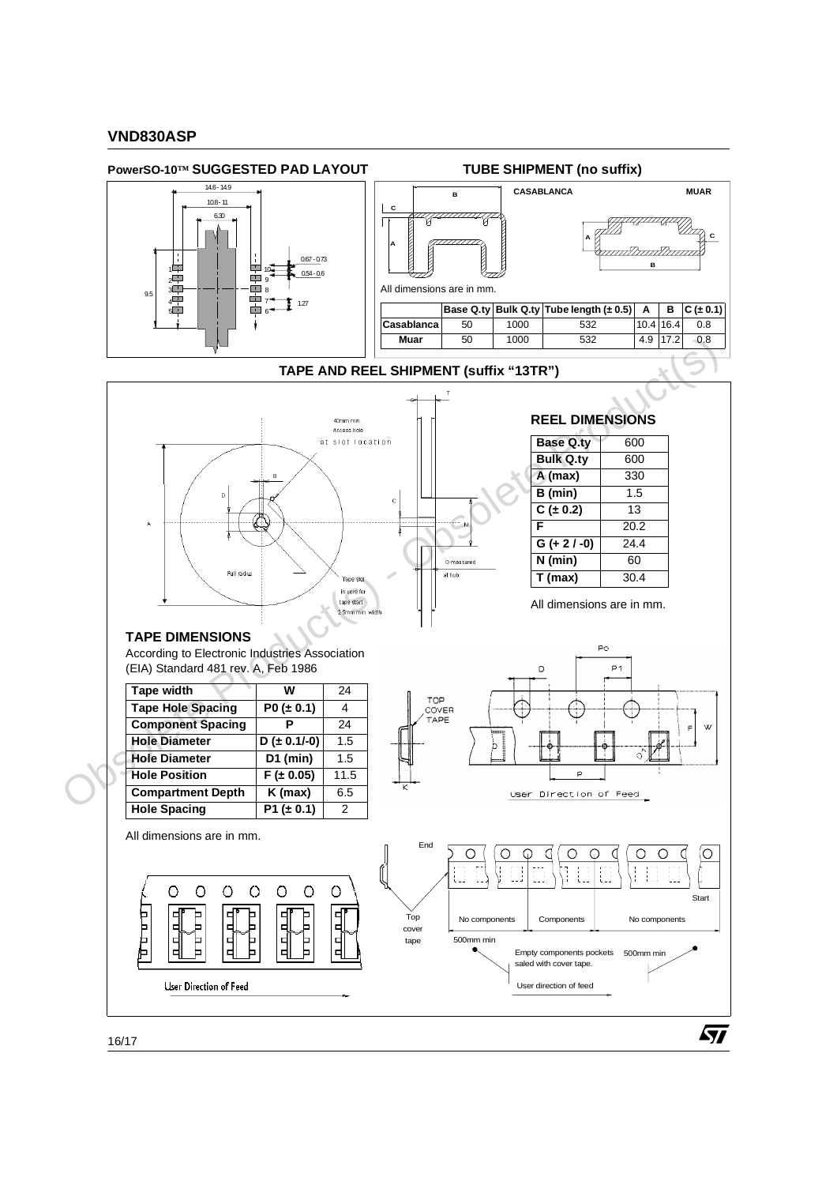## PowerSO-10™ SUGGESTED PAD LAYOUT

## TUBE SHIPMENT (no suffix)

All dimensions are in mm.

| | Base Q.ty | Bulk Q.ty | Tube length (± 0.5) | A | B | C (± 0.1) |
|---|---|---|---|---|---|---|
| Casablanca | 50 | 1000 | 532 | 10.4 | 16.4 | 0.8 |
| Muar | 50 | 1000 | 532 | 4.9 | 17.2 | 0.8 |

## TAPE AND REEL SHIPMENT (suffix "13TR")

### REEL DIMENSIONS

| Base Q.ty | 600 |
|---|---|
| Bulk Q.ty | 600 |
| A (max) | 330 |
| B (min) | 1.5 |
| C (± 0.2) | 13 |
| F | 20.2 |
| G (+ 2 / -0) | 24.4 |
| N (min) | 60 |
| T (max) | 30.4 |

All dimensions are in mm.

### TAPE DIMENSIONS

According to Electronic Industries Association (EIA) Standard 481 rev. A, Feb 1986

| Tape width | W | 24 |
|---|---|---|
| Tape Hole Spacing | P0 (± 0.1) | 4 |
| Component Spacing | P | 24 |
| Hole Diameter | D (± 0.1/-0) | 1.5 |
| Hole Diameter | D1 (min) | 1.5 |
| Hole Position | F (± 0.05) | 11.5 |
| Compartment Depth | K (max) | 6.5 |
| Hole Spacing | P1 (± 0.1) | 2 |

All dimensions are in mm.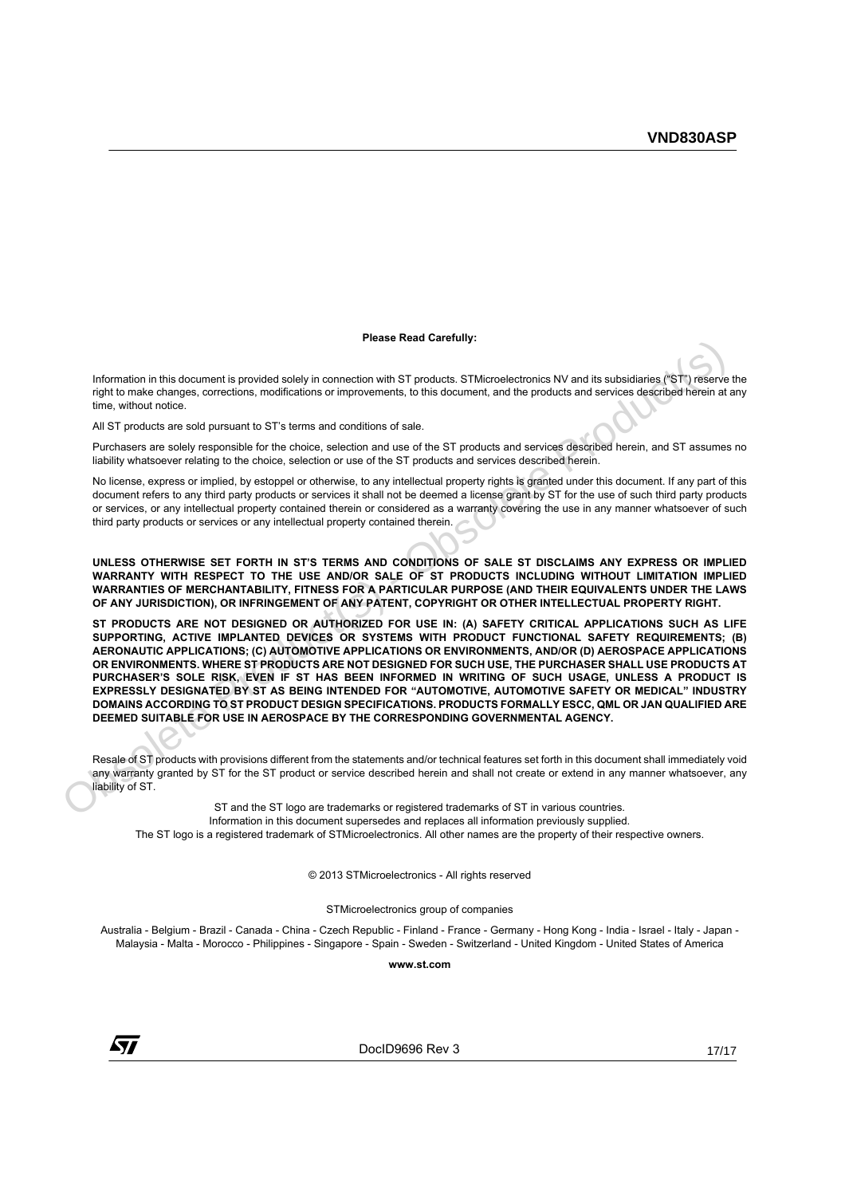**Please Read Carefully:**

Information in this document is provided solely in connection with ST products. STMicroelectronics NV and its subsidiaries ("ST") reserve the right to make changes, corrections, modifications or improvements, to this document, and the products and services described herein at any time, without notice.

All ST products are sold pursuant to ST's terms and conditions of sale.

Purchasers are solely responsible for the choice, selection and use of the ST products and services described herein, and ST assumes no liability whatsoever relating to the choice, selection or use of the ST products and services described herein.

No license, express or implied, by estoppel or otherwise, to any intellectual property rights is granted under this document. If any part of this document refers to any third party products or services it shall not be deemed a license grant by ST for the use of such third party products or services, or any intellectual property contained therein or considered as a warranty covering the use in any manner whatsoever of such third party products or services or any intellectual property contained therein.

**UNLESS OTHERWISE SET FORTH IN ST'S TERMS AND CONDITIONS OF SALE ST DISCLAIMS ANY EXPRESS OR IMPLIED WARRANTY WITH RESPECT TO THE USE AND/OR SALE OF ST PRODUCTS INCLUDING WITHOUT LIMITATION IMPLIED WARRANTIES OF MERCHANTABILITY, FITNESS FOR A PARTICULAR PURPOSE (AND THEIR EQUIVALENTS UNDER THE LAWS OF ANY JURISDICTION), OR INFRINGEMENT OF ANY PATENT, COPYRIGHT OR OTHER INTELLECTUAL PROPERTY RIGHT.**

**ST PRODUCTS ARE NOT DESIGNED OR AUTHORIZED FOR USE IN: (A) SAFETY CRITICAL APPLICATIONS SUCH AS LIFE SUPPORTING, ACTIVE IMPLANTED DEVICES OR SYSTEMS WITH PRODUCT FUNCTIONAL SAFETY REQUIREMENTS; (B) AERONAUTIC APPLICATIONS; (C) AUTOMOTIVE APPLICATIONS OR ENVIRONMENTS, AND/OR (D) AEROSPACE APPLICATIONS OR ENVIRONMENTS. WHERE ST PRODUCTS ARE NOT DESIGNED FOR SUCH USE, THE PURCHASER SHALL USE PRODUCTS AT PURCHASER'S SOLE RISK, EVEN IF ST HAS BEEN INFORMED IN WRITING OF SUCH USAGE, UNLESS A PRODUCT IS EXPRESSLY DESIGNATED BY ST AS BEING INTENDED FOR "AUTOMOTIVE, AUTOMOTIVE SAFETY OR MEDICAL" INDUSTRY DOMAINS ACCORDING TO ST PRODUCT DESIGN SPECIFICATIONS. PRODUCTS FORMALLY ESCC, QML OR JAN QUALIFIED ARE DEEMED SUITABLE FOR USE IN AEROSPACE BY THE CORRESPONDING GOVERNMENTAL AGENCY.**

Resale of ST products with provisions different from the statements and/or technical features set forth in this document shall immediately void any warranty granted by ST for the ST product or service described herein and shall not create or extend in any manner whatsoever, any liability of ST.

ST and the ST logo are trademarks or registered trademarks of ST in various countries.
Information in this document supersedes and replaces all information previously supplied.
The ST logo is a registered trademark of STMicroelectronics. All other names are the property of their respective owners.

© 2013 STMicroelectronics - All rights reserved

STMicroelectronics group of companies

Australia - Belgium - Brazil - Canada - China - Czech Republic - Finland - France - Germany - Hong Kong - India - Israel - Italy - Japan - Malaysia - Malta - Morocco - Philippines - Singapore - Spain - Sweden - Switzerland - United Kingdom - United States of America

**www.st.com**